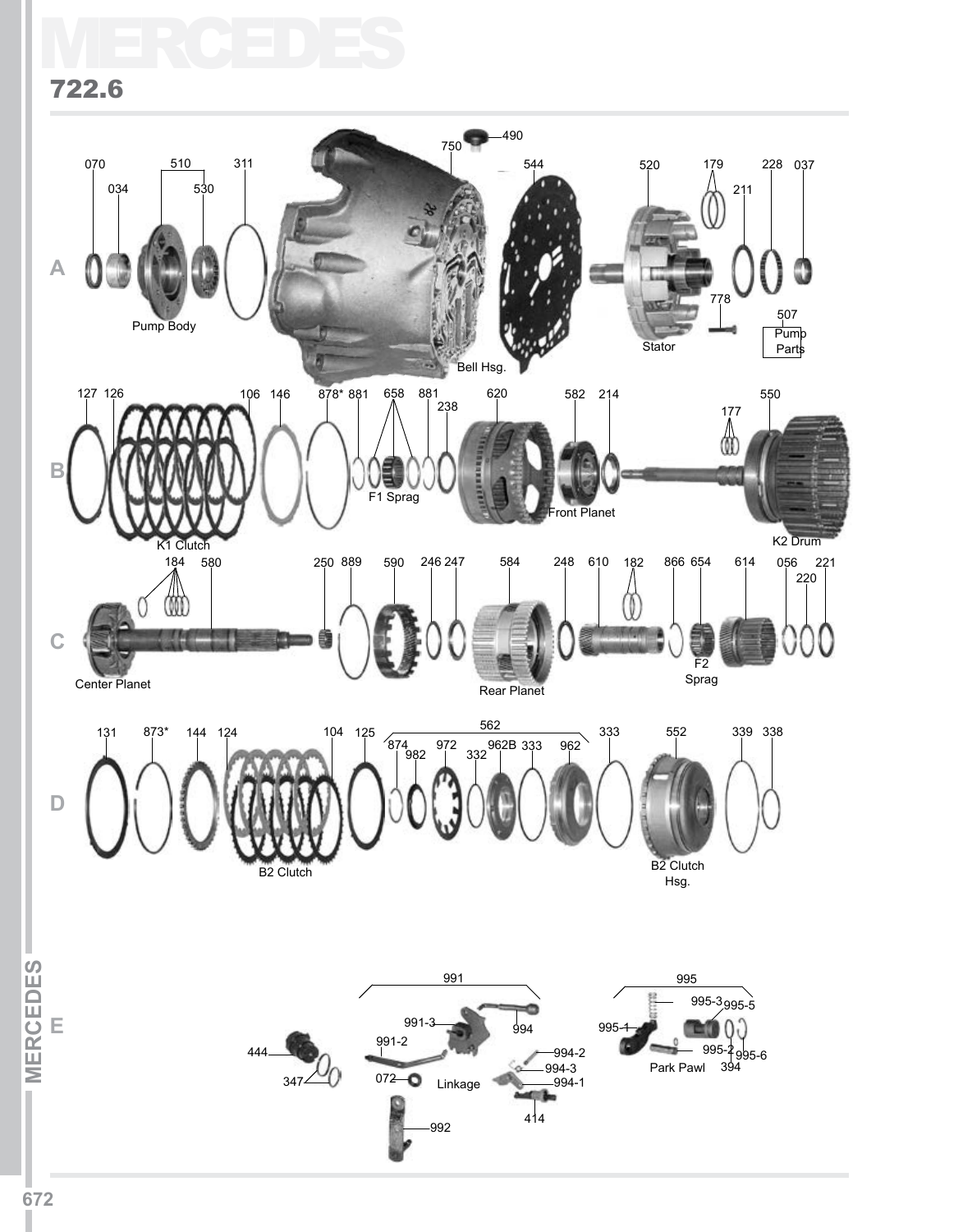# MERCEDES

## 722.6

### A

070, 034, 510, 530, 311, 750, 490, 544, 520, 179, 211, 228, 037, 778, 507

Pump Body

Bell Hsg.

Stator

Pump Parts

### B

127, 126, 106, 146, 878*, 881, 658, 881, 238, 620, 582, 214, 177, 550

K1 Clutch

F1 Sprag

Front Planet

K2 Drum

### C

184, 580, 250, 889, 590, 246, 247, 584, 248, 610, 182, 866, 654, 614, 056, 220, 221

Center Planet

Rear Planet

F2 Sprag

### D

131, 873*, 144, 124, 104, 125, 562, 874, 982, 972, 332, 962B, 333, 962, 333, 552, 339, 338

B2 Clutch

B2 Clutch Hsg.

### E

444, 347, 991, 991-3, 994, 991-2, 072, 994-2, 994-3, 994-1, 414, 992, 995, 995-1, 995-3, 995-5, 995-2, 995-6, 394

Linkage

Park Pawl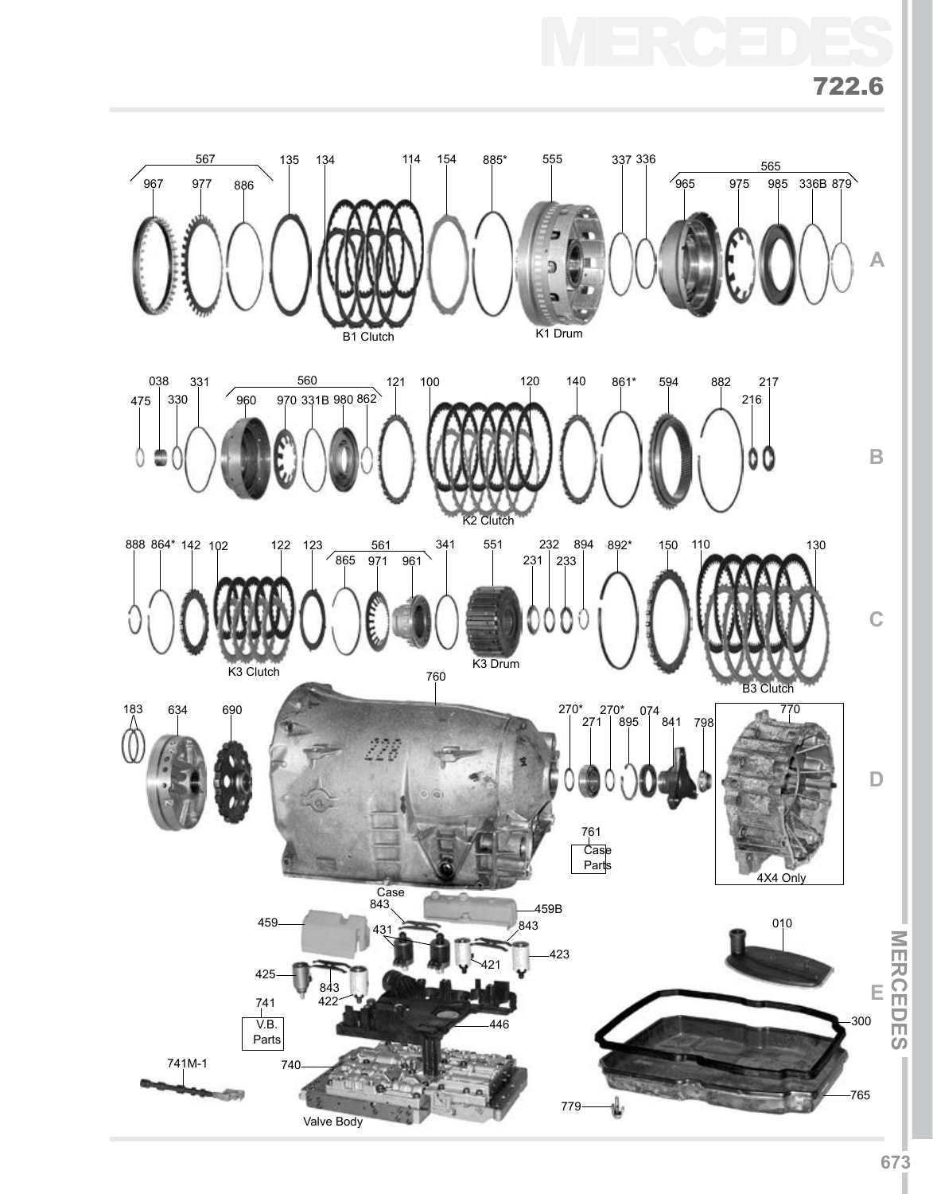# MERCEDES

## 722.6

**A**

567 — 967, 977, 886
135
134
114
154
885*
555
337
336
565 — 965, 975, 985, 336B, 879

B1 Clutch

K1 Drum

**B**

475
038
330
331
560 — 960, 970, 331B, 980, 862
121
100
120
140
861*
594
882
216
217

K2 Clutch

**C**

888
864*
142
102
122
123
561 — 865, 971, 961
341
551
231
232
233
894
892*
150
110
130

K3 Clutch

K3 Drum

B3 Clutch

**D**

183
634
690
760
270*
271
270*
895
074
841
798
770

761 Case Parts

4X4 Only

**E**

Case 843
459
431
459B
843
421
423
425
843
422
741 V.B. Parts
446
741M-1
740
Valve Body
010
300
779
765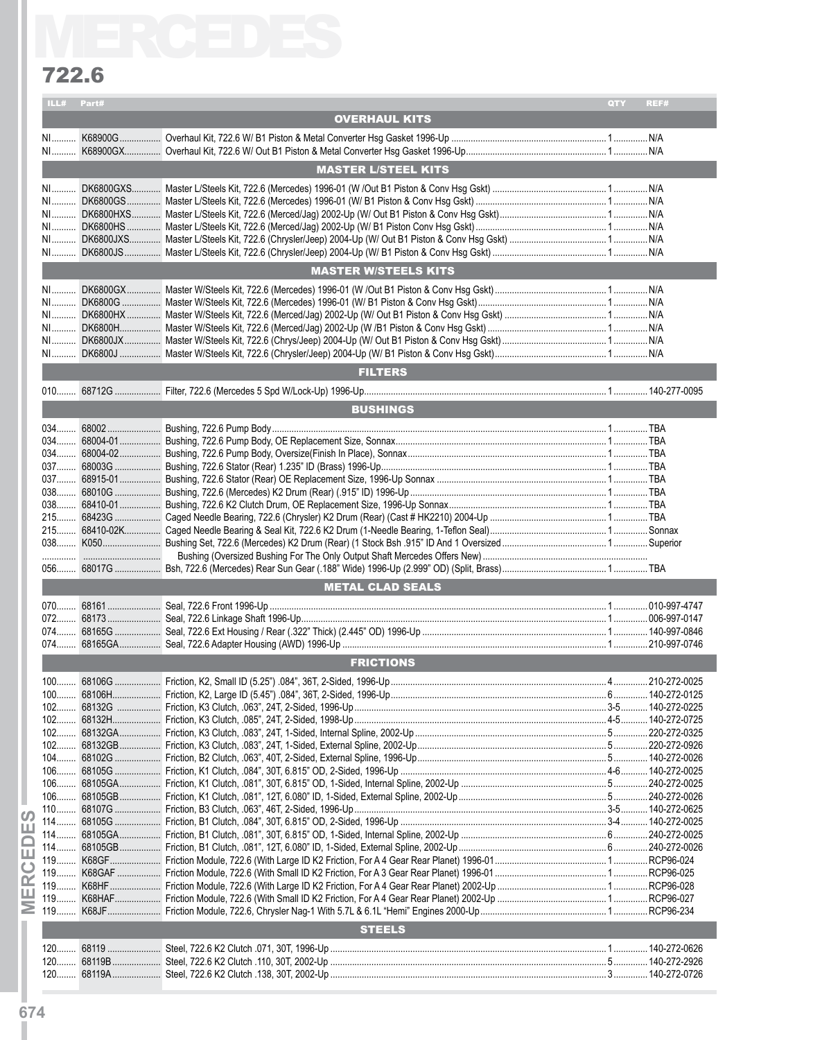# MERCEDES

## 722.6

| ILL# | Part# | | QTY | REF# |
|---|---|---|---|---|
| **OVERHAUL KITS** | | | | |
| NI | K68900G | Overhaul Kit, 722.6 W/ B1 Piston & Metal Converter Hsg Gasket 1996-Up | 1 | N/A |
| NI | K68900GX | Overhaul Kit, 722.6 W/ Out B1 Piston & Metal Converter Hsg Gasket 1996-Up | 1 | N/A |
| **MASTER L/STEEL KITS** | | | | |
| NI | DK6800GXS | Master L/Steels Kit, 722.6 (Mercedes) 1996-01 (W /Out B1 Piston & Conv Hsg Gskt) | 1 | N/A |
| NI | DK6800GS | Master L/Steels Kit, 722.6 (Mercedes) 1996-01 (W/ B1 Piston & Conv Hsg Gskt) | 1 | N/A |
| NI | DK6800HXS | Master L/Steels Kit, 722.6 (Merced/Jag) 2002-Up (W/ Out B1 Piston & Conv Hsg Gskt) | 1 | N/A |
| NI | DK6800HS | Master L/Steels Kit, 722.6 (Merced/Jag) 2002-Up (W/ B1 Piston Conv Hsg Gskt) | 1 | N/A |
| NI | DK6800JXS | Master L/Steels Kit, 722.6 (Chrysler/Jeep) 2004-Up (W/ Out B1 Piston & Conv Hsg Gskt) | 1 | N/A |
| NI | DK6800JS | Master L/Steels Kit, 722.6 (Chrysler/Jeep) 2004-Up (W/ B1 Piston & Conv Hsg Gskt) | 1 | N/A |
| **MASTER W/STEELS KITS** | | | | |
| NI | DK6800GX | Master W/Steels Kit, 722.6 (Mercedes) 1996-01 (W /Out B1 Piston & Conv Hsg Gskt) | 1 | N/A |
| NI | DK6800G | Master W/Steels Kit, 722.6 (Mercedes) 1996-01 (W/ B1 Piston & Conv Hsg Gskt) | 1 | N/A |
| NI | DK6800HX | Master W/Steels Kit, 722.6 (Merced/Jag) 2002-Up (W/ Out B1 Piston & Conv Hsg Gskt) | 1 | N/A |
| NI | DK6800H | Master W/Steels Kit, 722.6 (Merced/Jag) 2002-Up (W /B1 Piston & Conv Hsg Gskt) | 1 | N/A |
| NI | DK6800JX | Master W/Steels Kit, 722.6 (Chrys/Jeep) 2004-Up (W/ Out B1 Piston & Conv Hsg Gskt) | 1 | N/A |
| NI | DK6800J | Master W/Steels Kit, 722.6 (Chrysler/Jeep) 2004-Up (W/ B1 Piston & Conv Hsg Gskt) | 1 | N/A |
| **FILTERS** | | | | |
| 010 | 68712G | Filter, 722.6 (Mercedes 5 Spd W/Lock-Up) 1996-Up | 1 | 140-277-0095 |
| **BUSHINGS** | | | | |
| 034 | 68002 | Bushing, 722.6 Pump Body | 1 | TBA |
| 034 | 68004-01 | Bushing, 722.6 Pump Body, OE Replacement Size, Sonnax | 1 | TBA |
| 034 | 68004-02 | Bushing, 722.6 Pump Body, Oversize(Finish In Place), Sonnax | 1 | TBA |
| 037 | 68003G | Bushing, 722.6 Stator (Rear) 1.235" ID (Brass) 1996-Up | 1 | TBA |
| 037 | 68915-01 | Bushing, 722.6 Stator (Rear) OE Replacement Size, 1996-Up Sonnax | 1 | TBA |
| 038 | 68010G | Bushing, 722.6 (Mercedes) K2 Drum (Rear) (.915" ID) 1996-Up | 1 | TBA |
| 038 | 68410-01 | Bushing, 722.6 K2 Clutch Drum, OE Replacement Size, 1996-Up Sonnax | 1 | TBA |
| 215 | 68423G | Caged Needle Bearing, 722.6 (Chrysler) K2 Drum (Rear) (Cast # HK2210) 2004-Up | 1 | TBA |
| 215 | 68410-02K | Caged Needle Bearing & Seal Kit, 722.6 K2 Drum (1-Needle Bearing, 1-Teflon Seal) | 1 | Sonnax |
| 038 | K050 | Bushing Set, 722.6 (Mercedes) K2 Drum (Rear) (1 Stock Bsh .915" ID And 1 Oversized | 1 | Superior |
| | | Bushing (Oversized Bushing For The Only Output Shaft Mercedes Offers New) | | |
| 056 | 68017G | Bsh, 722.6 (Mercedes) Rear Sun Gear (.188" Wide) 1996-Up (2.999" OD) (Split, Brass) | 1 | TBA |
| **METAL CLAD SEALS** | | | | |
| 070 | 68161 | Seal, 722.6 Front 1996-Up | 1 | 010-997-4747 |
| 072 | 68173 | Seal, 722.6 Linkage Shaft 1996-Up | 1 | 006-997-0147 |
| 074 | 68165G | Seal, 722.6 Ext Housing / Rear (.322" Thick) (2.445" OD) 1996-Up | 1 | 140-997-0846 |
| 074 | 68165GA | Seal, 722.6 Adapter Housing (AWD) 1996-Up | 1 | 210-997-0746 |
| **FRICTIONS** | | | | |
| 100 | 68106G | Friction, K2, Small ID (5.25") .084", 36T, 2-Sided, 1996-Up | 4 | 210-272-0025 |
| 100 | 68106H | Friction, K2, Large ID (5.45") .084", 36T, 2-Sided, 1996-Up | 6 | 140-272-0125 |
| 102 | 68132G | Friction, K3 Clutch, .063", 24T, 2-Sided, 1996-Up | 3-5 | 140-272-0225 |
| 102 | 68132H | Friction, K3 Clutch, .085", 24T, 2-Sided, 1998-Up | 4-5 | 140-272-0725 |
| 102 | 68132GA | Friction, K3 Clutch, .083", 24T, 1-Sided, Internal Spline, 2002-Up | 5 | 220-272-0325 |
| 102 | 68132GB | Friction, K3 Clutch, .083", 24T, 1-Sided, External Spline, 2002-Up | 5 | 220-272-0926 |
| 104 | 68102G | Friction, B2 Clutch, .063", 40T, 2-Sided, External Spline, 1996-Up | 5 | 140-272-0026 |
| 106 | 68105G | Friction, K1 Clutch, .084", 30T, 6.815" OD, 2-Sided, 1996-Up | 4-6 | 140-272-0025 |
| 106 | 68105GA | Friction, K1 Clutch, .081", 30T, 6.815" OD, 1-Sided, Internal Spline, 2002-Up | 5 | 240-272-0025 |
| 106 | 68105GB | Friction, K1 Clutch, .081", 12T, 6.080" ID, 1-Sided, External Spline, 2002-Up | 5 | 240-272-0026 |
| 110 | 68107G | Friction, B3 Clutch, .063", 46T, 2-Sided, 1996-Up | 3-5 | 140-272-0625 |
| 114 | 68105G | Friction, B1 Clutch, .084", 30T, 6.815" OD, 2-Sided, 1996-Up | 3-4 | 140-272-0025 |
| 114 | 68105GA | Friction, B1 Clutch, .081", 30T, 6.815" OD, 1-Sided, Internal Spline, 2002-Up | 6 | 240-272-0025 |
| 114 | 68105GB | Friction, B1 Clutch, .081", 12T, 6.080" ID, 1-Sided, External Spline, 2002-Up | 6 | 240-272-0026 |
| 119 | K68GF | Friction Module, 722.6 (With Large ID K2 Friction, For A 4 Gear Rear Planet) 1996-01 | 1 | RCP96-024 |
| 119 | K68GAF | Friction Module, 722.6 (With Small ID K2 Friction, For A 3 Gear Rear Planet) 1996-01 | 1 | RCP96-025 |
| 119 | K68HF | Friction Module, 722.6 (With Large ID K2 Friction, For A 4 Gear Rear Planet) 2002-Up | 1 | RCP96-028 |
| 119 | K68HAF | Friction Module, 722.6 (With Small ID K2 Friction, For A 4 Gear Rear Planet) 2002-Up | 1 | RCP96-027 |
| 119 | K68JF | Friction Module, 722.6, Chrysler Nag-1 With 5.7L & 6.1L "Hemi" Engines 2000-Up | 1 | RCP96-234 |
| **STEELS** | | | | |
| 120 | 68119 | Steel, 722.6 K2 Clutch .071, 30T, 1996-Up | 1 | 140-272-0626 |
| 120 | 68119B | Steel, 722.6 K2 Clutch .110, 30T, 2002-Up | 5 | 140-272-2926 |
| 120 | 68119A | Steel, 722.6 K2 Clutch .138, 30T, 2002-Up | 3 | 140-272-0726 |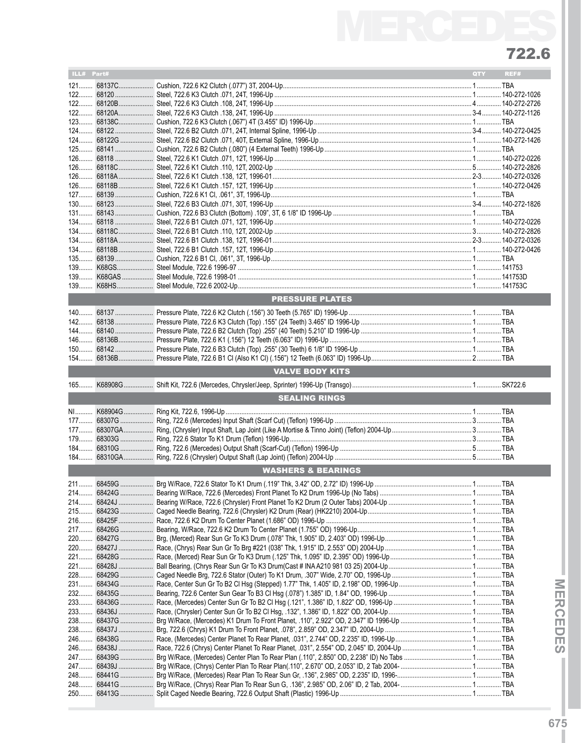# MERCEDES

## 722.6

| ILL# | Part# | | QTY | REF# |
|---|---|---|---|---|
| 121 | 68137C | Cushion, 722.6 K2 Clutch (.077") 3T, 2004-Up | 1 | TBA |
| 122 | 68120 | Steel, 722.6 K3 Clutch .071, 24T, 1996-Up | 1 | 140-272-1026 |
| 122 | 68120B | Steel, 722.6 K3 Clutch .108, 24T, 1996-Up | 4 | 140-272-2726 |
| 122 | 68120A | Steel, 722.6 K3 Clutch .138, 24T, 1996-Up | 3-4 | 140-272-1126 |
| 123 | 68138C | Cushion, 722.6 K3 Clutch (.067") 4T (3.455" ID) 1996-Up | 1 | TBA |
| 124 | 68122 | Steel, 722.6 B2 Clutch .071, 24T, Internal Spline, 1996-Up | 3-4 | 140-272-0425 |
| 124 | 68122G | Steel, 722.6 B2 Clutch .071, 40T, External Spline, 1996-Up | 1 | 140-272-1426 |
| 125 | 68141 | Cushion, 722.6 B2 Clutch (.080") (4 External Teeth) 1996-Up | 1 | TBA |
| 126 | 68118 | Steel, 722.6 K1 Clutch .071, 12T, 1996-Up | 1 | 140-272-0226 |
| 126 | 68118C | Steel, 722.6 K1 Clutch .110, 12T, 2002-Up | 5 | 140-272-2826 |
| 126 | 68118A | Steel, 722.6 K1 Clutch .138, 12T, 1996-01 | 2-3 | 140-272-0326 |
| 126 | 68118B | Steel, 722.6 K1 Clutch .157, 12T, 1996-Up | 1 | 140-272-0426 |
| 127 | 68139 | Cushion, 722.6 K1 Cl, .061", 3T, 1996-Up | 1 | TBA |
| 130 | 68123 | Steel, 722.6 B3 Clutch .071, 30T, 1996-Up | 3-4 | 140-272-1826 |
| 131 | 68143 | Cushion, 722.6 B3 Clutch (Bottom) .109", 3T, 6 1/8" ID 1996-Up | 1 | TBA |
| 134 | 68118 | Steel, 722.6 B1 Clutch .071, 12T, 1996-Up | 1 | 140-272-0226 |
| 134 | 68118C | Steel, 722.6 B1 Clutch .110, 12T, 2002-Up | 3 | 140-272-2826 |
| 134 | 68118A | Steel, 722.6 B1 Clutch .138, 12T, 1996-01 | 2-3 | 140-272-0326 |
| 134 | 68118B | Steel, 722.6 B1 Clutch .157, 12T, 1996-Up | 1 | 140-272-0426 |
| 135 | 68139 | Cushion, 722.6 B1 Cl, .061", 3T, 1996-Up | 1 | TBA |
| 139 | K68GS | Steel Module, 722.6 1996-97 | 1 | 141753 |
| 139 | K68GAS | Steel Module, 722.6 1998-01 | 1 | 141753D |
| 139 | K68HS | Steel Module, 722.6 2002-Up | 1 | 141753C |
| | | **PRESSURE PLATES** | | |
| 140 | 68137 | Pressure Plate, 722.6 K2 Clutch (.156") 30 Teeth (5.765" ID) 1996-Up | 1 | TBA |
| 142 | 68138 | Pressure Plate, 722.6 K3 Clutch (Top) .155" (24 Teeth) 3.465" ID 1996-Up | 1 | TBA |
| 144 | 68140 | Pressure Plate, 722.6 B2 Clutch (Top) .255" (40 Teeth) 5.210" ID 1996-Up | 1 | TBA |
| 146 | 68136B | Pressure Plate, 722.6 K1 (.156") 12 Teeth (6.063" ID) 1996-Up | 1 | TBA |
| 150 | 68142 | Pressure Plate, 722.6 B3 Clutch (Top) .255" (30 Teeth) 6 1/8" ID 1996-Up | 1 | TBA |
| 154 | 68136B | Pressure Plate, 722.6 B1 Cl (Also K1 Cl) (.156") 12 Teeth (6.063" ID) 1996-Up | 2 | TBA |
| | | **VALVE BODY KITS** | | |
| 165 | K68908G | Shift Kit, 722.6 (Mercedes, Chrysler/Jeep, Sprinter) 1996-Up (Transgo) | 1 | SK722.6 |
| | | **SEALING RINGS** | | |
| NI | K68904G | Ring Kit, 722.6, 1996-Up | 1 | TBA |
| 177 | 68307G | Ring, 722.6 (Mercedes) Input Shaft (Scarf Cut) (Teflon) 1996-Up | 3 | TBA |
| 177 | 68307GA | Ring, (Chrysler) Input Shaft, Lap Joint (Like A Mortise & Tinno Joint) (Teflon) 2004-Up | 3 | TBA |
| 179 | 68303G | Ring, 722.6 Stator To K1 Drum (Teflon) 1996-Up | 3 | TBA |
| 184 | 68310G | Ring, 722.6 (Mercedes) Output Shaft (Scarf-Cut) (Teflon) 1996-Up | 5 | TBA |
| 184 | 68310GA | Ring, 722.6 (Chrysler) Output Shaft (Lap Joint) (Teflon) 2004-Up | 5 | TBA |
| | | **WASHERS & BEARINGS** | | |
| 211 | 68459G | Brg W/Race, 722.6 Stator To K1 Drum (.119" Thk, 3.42" OD, 2.72" ID) 1996-Up | 1 | TBA |
| 214 | 68424G | Bearing W/Race, 722.6 (Mercedes) Front Planet To K2 Drum 1996-Up (No Tabs) | 1 | TBA |
| 214 | 68424J | Bearing W/Race, 722.6 (Chrysler) Front Planet To K2 Drum (2 Outer Tabs) 2004-Up | 1 | TBA |
| 215 | 68423G | Caged Needle Bearing, 722.6 (Chrysler) K2 Drum (Rear) (HK2210) 2004-Up | 1 | TBA |
| 216 | 68425F | Race, 722.6 K2 Drum To Center Planet (1.686" OD) 1996-Up | 1 | TBA |
| 217 | 68426G | Bearing, W/Race, 722.6 K2 Drum To Center Planet (1.755" OD) 1996-Up | 1 | TBA |
| 220 | 68427G | Brg, (Merced) Rear Sun Gr To K3 Drum (.078" Thk, 1.905" ID, 2.403" OD) 1996-Up | 1 | TBA |
| 220 | 68427J | Race, (Chrys) Rear Sun Gr To Brg #221 (038" Thk, 1.915" ID, 2.553" OD) 2004-Up | 1 | TBA |
| 221 | 68428G | Race, (Merced) Rear Sun Gr To K3 Drum (.125" Thk, 1.095" ID, 2.395" OD) 1996-Up | 1 | TBA |
| 221 | 68428J | Ball Bearing, (Chrys Rear Sun Gr To K3 Drum(Cast # INA A210 981 03 25) 2004-Up | 1 | TBA |
| 228 | 68429G | Caged Needle Brg, 722.6 Stator (Outer) To K1 Drum, .307" Wide, 2.70" OD, 1996-Up | 1 | TBA |
| 231 | 68434G | Race, Center Sun Gr To B2 Cl Hsg (Stepped) 1.77" Thk, 1.405" ID, 2.198" OD, 1996-Up | 1 | TBA |
| 232 | 68435G | Bearing, 722.6 Center Sun Gear To B3 Cl Hsg (.078") 1.385" ID, 1.84" OD, 1996-Up | 1 | TBA |
| 233 | 68436G | Race, (Mercedes) Center Sun Gr To B2 Cl Hsg (.121", 1.386" ID, 1.822" OD, 1996-Up | 1 | TBA |
| 233 | 68436J | Race, (Chrysler) Center Sun Gr To B2 Cl Hsg, .132", 1.386" ID, 1.822" OD, 2004-Up | 1 | TBA |
| 238 | 68437G | Brg W/Race, (Mercedes) K1 Drum To Front Planet, .110", 2.922" OD, 2.347" ID 1996-Up | 1 | TBA |
| 238 | 68437J | Brg, 722.6 (Chrys) K1 Drum To Front Planet, .078", 2.859" OD, 2.347" ID, 2004-Up | 1 | TBA |
| 246 | 68438G | Race, (Mercedes) Center Planet To Rear Planet, .031", 2.744" OD, 2.235" ID, 1996-Up | 1 | TBA |
| 246 | 68438J | Race, 722.6 (Chrys) Center Planet To Rear Planet, .031", 2.554" OD, 2.045" ID, 2004-Up | 1 | TBA |
| 247 | 68439G | Brg W/Race, (Mercedes) Center Plan To Rear Plan (.110", 2.850" OD, 2.238" ID) No Tabs | 1 | TBA |
| 247 | 68439J | Brg W/Race, (Chrys) Center Plan To Rear Plan(.110", 2.670" OD, 2.053" ID, 2 Tab 2004- | 1 | TBA |
| 248 | 68441G | Brg W/Race, (Mercedes) Rear Plan To Rear Sun Gr, .136", 2.985" OD, 2.235" ID, 1996- | 1 | TBA |
| 248 | 68441G | Brg W/Race, (Chrys) Rear Plan To Rear Sun G, .136", 2.985" OD, 2.06" ID, 2 Tab, 2004- | 1 | TBA |
| 250 | 68413G | Split Caged Needle Bearing, 722.6 Output Shaft (Plastic) 1996-Up | 1 | TBA |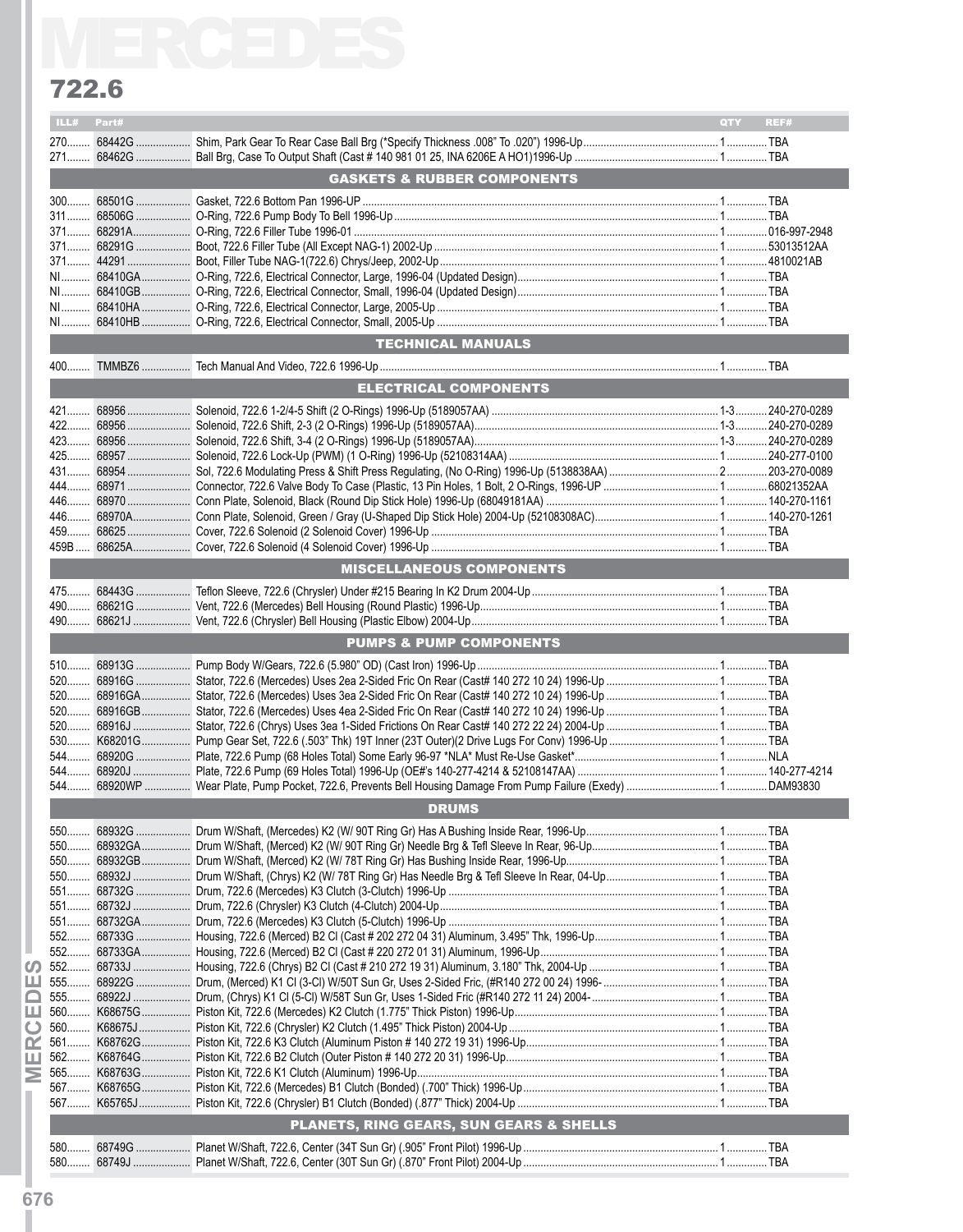# MERCEDES

## 722.6

| ILL# | Part# | | QTY | REF# |
|---|---|---|---|---|
| 270 | 68442G | Shim, Park Gear To Rear Case Ball Brg (*Specify Thickness .008" To .020") 1996-Up | 1 | TBA |
| 271 | 68462G | Ball Brg, Case To Output Shaft (Cast # 140 981 01 25, INA 6206E A HO1)1996-Up | 1 | TBA |
| | | **GASKETS & RUBBER COMPONENTS** | | |
| 300 | 68501G | Gasket, 722.6 Bottom Pan 1996-UP | 1 | TBA |
| 311 | 68506G | O-Ring, 722.6 Pump Body To Bell 1996-Up | 1 | TBA |
| 371 | 68291A | O-Ring, 722.6 Filler Tube 1996-01 | 1 | 016-997-2948 |
| 371 | 68291G | Boot, 722.6 Filler Tube (All Except NAG-1) 2002-Up | 1 | 53013512AA |
| 371 | 44291 | Boot, Filler Tube NAG-1(722.6) Chrys/Jeep, 2002-Up | 1 | 4810021AB |
| NI | 68410GA | O-Ring, 722.6, Electrical Connector, Large, 1996-04 (Updated Design) | 1 | TBA |
| NI | 68410GB | O-Ring, 722.6, Electrical Connector, Small, 1996-04 (Updated Design) | 1 | TBA |
| NI | 68410HA | O-Ring, 722.6, Electrical Connector, Large, 2005-Up | 1 | TBA |
| NI | 68410HB | O-Ring, 722.6, Electrical Connector, Small, 2005-Up | 1 | TBA |
| | | **TECHNICAL MANUALS** | | |
| 400 | TMMBZ6 | Tech Manual And Video, 722.6 1996-Up | 1 | TBA |
| | | **ELECTRICAL COMPONENTS** | | |
| 421 | 68956 | Solenoid, 722.6 1-2/4-5 Shift (2 O-Rings) 1996-Up (5189057AA) | 1-3 | 240-270-0289 |
| 422 | 68956 | Solenoid, 722.6 Shift, 2-3 (2 O-Rings) 1996-Up (5189057AA) | 1-3 | 240-270-0289 |
| 423 | 68956 | Solenoid, 722.6 Shift, 3-4 (2 O-Rings) 1996-Up (5189057AA) | 1-3 | 240-270-0289 |
| 425 | 68957 | Solenoid, 722.6 Lock-Up (PWM) (1 O-Ring) 1996-Up (52108314AA) | 1 | 240-277-0100 |
| 431 | 68954 | Sol, 722.6 Modulating Press & Shift Press Regulating, (No O-Ring) 1996-Up (5138838AA) | 2 | 203-270-0089 |
| 444 | 68971 | Connector, 722.6 Valve Body To Case (Plastic, 13 Pin Holes, 1 Bolt, 2 O-Rings, 1996-UP | 1 | 68021352AA |
| 446 | 68970 | Conn Plate, Solenoid, Black (Round Dip Stick Hole) 1996-Up (68049181AA) | 1 | 140-270-1161 |
| 446 | 68970A | Conn Plate, Solenoid, Green / Gray (U-Shaped Dip Stick Hole) 2004-Up (52108308AC) | 1 | 140-270-1261 |
| 459 | 68625 | Cover, 722.6 Solenoid (2 Solenoid Cover) 1996-Up | 1 | TBA |
| 459B | 68625A | Cover, 722.6 Solenoid (4 Solenoid Cover) 1996-Up | 1 | TBA |
| | | **MISCELLANEOUS COMPONENTS** | | |
| 475 | 68443G | Teflon Sleeve, 722.6 (Chrysler) Under #215 Bearing In K2 Drum 2004-Up | 1 | TBA |
| 490 | 68621G | Vent, 722.6 (Mercedes) Bell Housing (Round Plastic) 1996-Up | 1 | TBA |
| 490 | 68621J | Vent, 722.6 (Chrysler) Bell Housing (Plastic Elbow) 2004-Up | 1 | TBA |
| | | **PUMPS & PUMP COMPONENTS** | | |
| 510 | 68913G | Pump Body W/Gears, 722.6 (5.980" OD) (Cast Iron) 1996-Up | 1 | TBA |
| 520 | 68916G | Stator, 722.6 (Mercedes) Uses 2ea 2-Sided Fric On Rear (Cast# 140 272 10 24) 1996-Up | 1 | TBA |
| 520 | 68916GA | Stator, 722.6 (Mercedes) Uses 3ea 2-Sided Fric On Rear (Cast# 140 272 10 24) 1996-Up | 1 | TBA |
| 520 | 68916GB | Stator, 722.6 (Mercedes) Uses 4ea 2-Sided Fric On Rear (Cast# 140 272 10 24) 1996-Up | 1 | TBA |
| 520 | 68916J | Stator, 722.6 (Chrys) Uses 3ea 1-Sided Frictions On Rear Cast# 140 272 22 24) 2004-Up | 1 | TBA |
| 530 | K68201G | Pump Gear Set, 722.6 (.503" Thk) 19T Inner (23T Outer)(2 Drive Lugs For Conv) 1996-Up | 1 | TBA |
| 544 | 68920G | Plate, 722.6 Pump (68 Holes Total) Some Early 96-97 *NLA* Must Re-Use Gasket* | 1 | NLA |
| 544 | 68920J | Plate, 722.6 Pump (69 Holes Total) 1996-Up (OE#'s 140-277-4214 & 52108147AA) | 1 | 140-277-4214 |
| 544 | 68920WP | Wear Plate, Pump Pocket, 722.6, Prevents Bell Housing Damage From Pump Failure (Exedy) | 1 | DAM93830 |
| | | **DRUMS** | | |
| 550 | 68932G | Drum W/Shaft, (Mercedes) K2 (W/ 90T Ring Gr) Has A Bushing Inside Rear, 1996-Up | 1 | TBA |
| 550 | 68932GA | Drum W/Shaft, (Merced) K2 (W/ 90T Ring Gr) Needle Brg & Tefl Sleeve In Rear, 96-Up | 1 | TBA |
| 550 | 68932GB | Drum W/Shaft, (Merced) K2 (W/ 78T Ring Gr) Has Bushing Inside Rear, 1996-Up | 1 | TBA |
| 550 | 68932J | Drum W/Shaft, (Chrys) K2 (W/ 78T Ring Gr) Has Needle Brg & Tefl Sleeve In Rear, 04-Up | 1 | TBA |
| 551 | 68732G | Drum, 722.6 (Mercedes) K3 Clutch (3-Clutch) 1996-Up | 1 | TBA |
| 551 | 68732J | Drum, 722.6 (Chrysler) K3 Clutch (4-Clutch) 2004-Up | 1 | TBA |
| 551 | 68732GA | Drum, 722.6 (Mercedes) K3 Clutch (5-Clutch) 1996-Up | 1 | TBA |
| 552 | 68733G | Housing, 722.6 (Merced) B2 Cl (Cast # 202 272 04 31) Aluminum, 3.495" Thk, 1996-Up | 1 | TBA |
| 552 | 68733GA | Housing, 722.6 (Merced) B2 Cl (Cast # 220 272 01 31) Aluminum, 1996-Up | 1 | TBA |
| 552 | 68733J | Housing, 722.6 (Chrys) B2 Cl (Cast # 210 272 19 31) Aluminum, 3.180" Thk, 2004-Up | 1 | TBA |
| 555 | 68922G | Drum, (Merced) K1 Cl (3-Cl) W/50T Sun Gr, Uses 2-Sided Fric, (#R140 272 00 24) 1996- | 1 | TBA |
| 555 | 68922J | Drum, (Chrys) K1 Cl (5-Cl) W/58T Sun Gr, Uses 1-Sided Fric (#R140 272 11 24) 2004- | 1 | TBA |
| 560 | K68675G | Piston Kit, 722.6 (Mercedes) K2 Clutch (1.775" Thick Piston) 1996-Up | 1 | TBA |
| 560 | K68675J | Piston Kit, 722.6 (Chrysler) K2 Clutch (1.495" Thick Piston) 2004-Up | 1 | TBA |
| 561 | K68762G | Piston Kit, 722.6 K3 Clutch (Aluminum Piston # 140 272 19 31) 1996-Up | 1 | TBA |
| 562 | K68764G | Piston Kit, 722.6 B2 Clutch (Outer Piston # 140 272 20 31) 1996-Up | 1 | TBA |
| 565 | K68763G | Piston Kit, 722.6 K1 Clutch (Aluminum) 1996-Up | 1 | TBA |
| 567 | K68765G | Piston Kit, 722.6 (Mercedes) B1 Clutch (Bonded) (.700" Thick) 1996-Up | 1 | TBA |
| 567 | K65765J | Piston Kit, 722.6 (Chrysler) B1 Clutch (Bonded) (.877" Thick) 2004-Up | 1 | TBA |
| | | **PLANETS, RING GEARS, SUN GEARS & SHELLS** | | |
| 580 | 68749G | Planet W/Shaft, 722.6, Center (34T Sun Gr) (.905" Front Pilot) 1996-Up | 1 | TBA |
| 580 | 68749J | Planet W/Shaft, 722.6, Center (30T Sun Gr) (.870" Front Pilot) 2004-Up | 1 | TBA |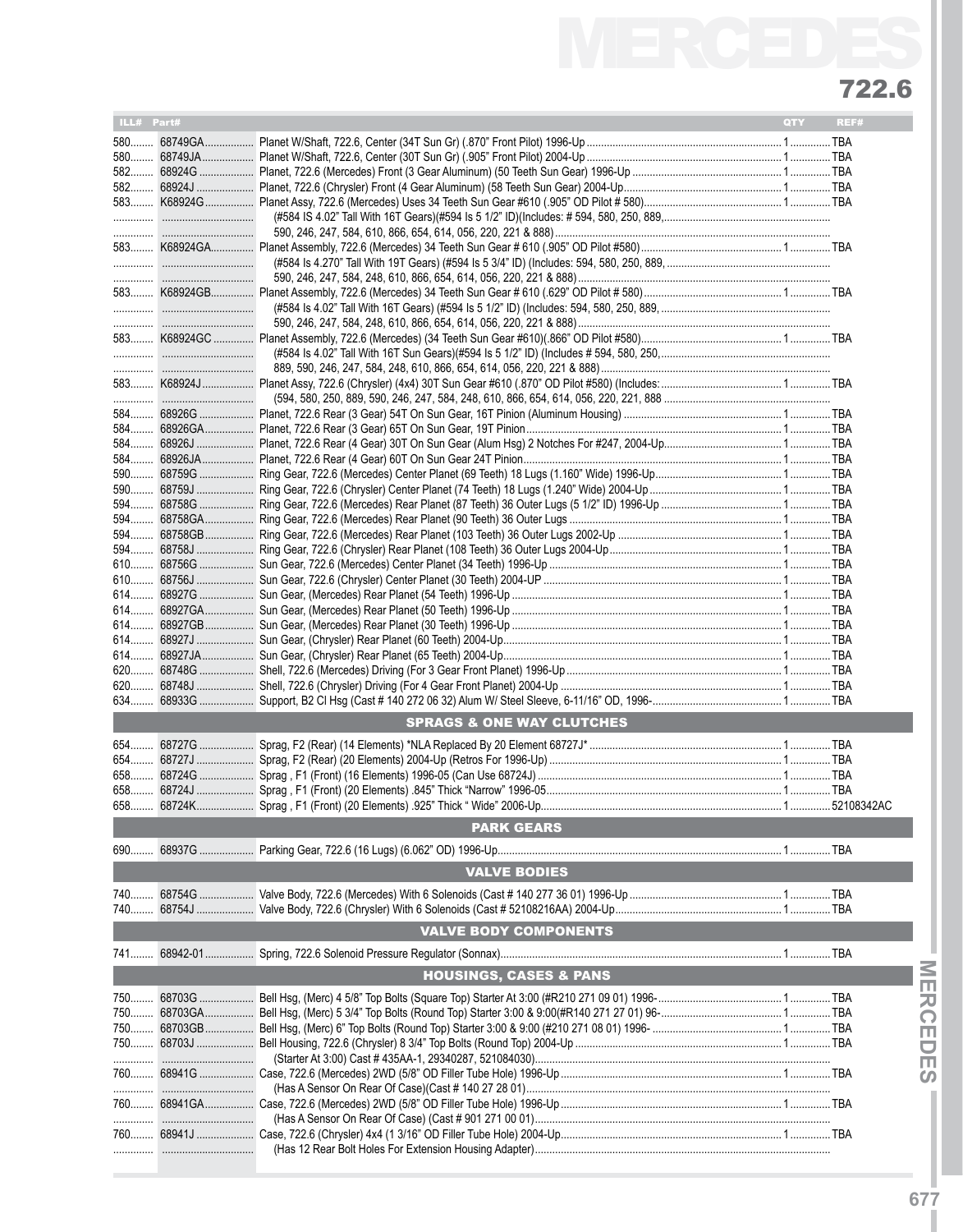# MERCEDES

## 722.6

| ILL# | Part# | | QTY | REF# |
|---|---|---|---|---|
| 580 | 68749GA | Planet W/Shaft, 722.6, Center (34T Sun Gr) (.870" Front Pilot) 1996-Up | 1 | TBA |
| 580 | 68749JA | Planet W/Shaft, 722.6, Center (30T Sun Gr) (.905" Front Pilot) 2004-Up | 1 | TBA |
| 582 | 68924G | Planet, 722.6 (Mercedes) Front (3 Gear Aluminum) (50 Teeth Sun Gear) 1996-Up | 1 | TBA |
| 582 | 68924J | Planet, 722.6 (Chrysler) Front (4 Gear Aluminum) (58 Teeth Sun Gear) 2004-Up | 1 | TBA |
| 583 | K68924G | Planet Assy, 722.6 (Mercedes) Uses 34 Teeth Sun Gear #610 (.905" OD Pilot # 580) | 1 | TBA |
| | | (#584 IS 4.02" Tall With 16T Gears)(#594 Is 5 1/2" ID)(Includes: # 594, 580, 250, 889, | | |
| | | 590, 246, 247, 584, 610, 866, 654, 614, 056, 220, 221 & 888) | | |
| 583 | K68924GA | Planet Assembly, 722.6 (Mercedes) 34 Teeth Sun Gear # 610 (.905" OD Pilot #580) | 1 | TBA |
| | | (#584 Is 4.270" Tall With 19T Gears) (#594 Is 5 3/4" ID) (Includes: 594, 580, 250, 889, | | |
| | | 590, 246, 247, 584, 248, 610, 866, 654, 614, 056, 220, 221 & 888) | | |
| 583 | K68924GB | Planet Assembly, 722.6 (Mercedes) 34 Teeth Sun Gear # 610 (.629" OD Pilot # 580) | 1 | TBA |
| | | (#584 Is 4.02" Tall With 16T Gears) (#594 Is 5 1/2" ID) (Includes: 594, 580, 250, 889, | | |
| | | 590, 246, 247, 584, 248, 610, 866, 654, 614, 056, 220, 221 & 888) | | |
| 583 | K68924GC | Planet Assembly, 722.6 (Mercedes) (34 Teeth Sun Gear #610)(.866" OD Pilot #580) | 1 | TBA |
| | | (#584 Is 4.02" Tall With 16T Sun Gears)(#594 Is 5 1/2" ID) (Includes # 594, 580, 250, | | |
| | | 889, 590, 246, 247, 584, 248, 610, 866, 654, 614, 056, 220, 221 & 888) | | |
| 583 | K68924J | Planet Assy, 722.6 (Chrysler) (4x4) 30T Sun Gear #610 (.870" OD Pilot #580) (Includes: | 1 | TBA |
| | | (594, 580, 250, 889, 590, 246, 247, 584, 248, 610, 866, 654, 614, 056, 220, 221, 888 | | |
| 584 | 68926G | Planet, 722.6 Rear (3 Gear) 54T On Sun Gear, 16T Pinion (Aluminum Housing) | 1 | TBA |
| 584 | 68926GA | Planet, 722.6 Rear (3 Gear) 65T On Sun Gear, 19T Pinion | 1 | TBA |
| 584 | 68926J | Planet, 722.6 Rear (4 Gear) 30T On Sun Gear (Alum Hsg) 2 Notches For #247, 2004-Up | 1 | TBA |
| 584 | 68926JA | Planet, 722.6 Rear (4 Gear) 60T On Sun Gear 24T Pinion | 1 | TBA |
| 590 | 68759G | Ring Gear, 722.6 (Mercedes) Center Planet (69 Teeth) 18 Lugs (1.160" Wide) 1996-Up | 1 | TBA |
| 590 | 68759J | Ring Gear, 722.6 (Chrysler) Center Planet (74 Teeth) 18 Lugs (1.240" Wide) 2004-Up | 1 | TBA |
| 594 | 68758G | Ring Gear, 722.6 (Mercedes) Rear Planet (87 Teeth) 36 Outer Lugs (5 1/2" ID) 1996-Up | 1 | TBA |
| 594 | 68758GA | Ring Gear, 722.6 (Mercedes) Rear Planet (90 Teeth) 36 Outer Lugs | 1 | TBA |
| 594 | 68758GB | Ring Gear, 722.6 (Mercedes) Rear Planet (103 Teeth) 36 Outer Lugs 2002-Up | 1 | TBA |
| 594 | 68758J | Ring Gear, 722.6 (Chrysler) Rear Planet (108 Teeth) 36 Outer Lugs 2004-Up | 1 | TBA |
| 610 | 68756G | Sun Gear, 722.6 (Mercedes) Center Planet (34 Teeth) 1996-Up | 1 | TBA |
| 610 | 68756J | Sun Gear, 722.6 (Chrysler) Center Planet (30 Teeth) 2004-UP | 1 | TBA |
| 614 | 68927G | Sun Gear, (Mercedes) Rear Planet (54 Teeth) 1996-Up | 1 | TBA |
| 614 | 68927GA | Sun Gear, (Mercedes) Rear Planet (50 Teeth) 1996-Up | 1 | TBA |
| 614 | 68927GB | Sun Gear, (Mercedes) Rear Planet (30 Teeth) 1996-Up | 1 | TBA |
| 614 | 68927J | Sun Gear, (Chrysler) Rear Planet (60 Teeth) 2004-Up | 1 | TBA |
| 614 | 68927JA | Sun Gear, (Chrysler) Rear Planet (65 Teeth) 2004-Up | 1 | TBA |
| 620 | 68748G | Shell, 722.6 (Mercedes) Driving (For 3 Gear Front Planet) 1996-Up | 1 | TBA |
| 620 | 68748J | Shell, 722.6 (Chrysler) Driving (For 4 Gear Front Planet) 2004-Up | 1 | TBA |
| 634 | 68933G | Support, B2 Cl Hsg (Cast # 140 272 06 32) Alum W/ Steel Sleeve, 6-11/16" OD, 1996- | 1 | TBA |
| | | **SPRAGS & ONE WAY CLUTCHES** | | |
| 654 | 68727G | Sprag, F2 (Rear) (14 Elements) *NLA Replaced By 20 Element 68727J* | 1 | TBA |
| 654 | 68727J | Sprag, F2 (Rear) (20 Elements) 2004-Up (Retros For 1996-Up) | 1 | TBA |
| 658 | 68724G | Sprag , F1 (Front) (16 Elements) 1996-05 (Can Use 68724J) | 1 | TBA |
| 658 | 68724J | Sprag , F1 (Front) (20 Elements) .845" Thick "Narrow" 1996-05 | 1 | TBA |
| 658 | 68724K | Sprag , F1 (Front) (20 Elements) .925" Thick " Wide" 2006-Up | 1 | 52108342AC |
| | | **PARK GEARS** | | |
| 690 | 68937G | Parking Gear, 722.6 (16 Lugs) (6.062" OD) 1996-Up | 1 | TBA |
| | | **VALVE BODIES** | | |
| 740 | 68754G | Valve Body, 722.6 (Mercedes) With 6 Solenoids (Cast # 140 277 36 01) 1996-Up | 1 | TBA |
| 740 | 68754J | Valve Body, 722.6 (Chrysler) With 6 Solenoids (Cast # 52108216AA) 2004-Up | 1 | TBA |
| | | **VALVE BODY COMPONENTS** | | |
| 741 | 68942-01 | Spring, 722.6 Solenoid Pressure Regulator (Sonnax) | 1 | TBA |
| | | **HOUSINGS, CASES & PANS** | | |
| 750 | 68703G | Bell Hsg, (Merc) 4 5/8" Top Bolts (Square Top) Starter At 3:00 (#R210 271 09 01) 1996- | 1 | TBA |
| 750 | 68703GA | Bell Hsg, (Merc) 5 3/4" Top Bolts (Round Top) Starter 3:00 & 9:00(#R140 271 27 01) 96- | 1 | TBA |
| 750 | 68703GB | Bell Hsg, (Merc) 6" Top Bolts (Round Top) Starter 3:00 & 9:00 (#210 271 08 01) 1996- | 1 | TBA |
| 750 | 68703J | Bell Housing, 722.6 (Chrysler) 8 3/4" Top Bolts (Round Top) 2004-Up | 1 | TBA |
| | | (Starter At 3:00) Cast # 435AA-1, 29340287, 521084030) | | |
| 760 | 68941G | Case, 722.6 (Mercedes) 2WD (5/8" OD Filler Tube Hole) 1996-Up | 1 | TBA |
| | | (Has A Sensor On Rear Of Case)(Cast # 140 27 28 01) | | |
| 760 | 68941GA | Case, 722.6 (Mercedes) 2WD (5/8" OD Filler Tube Hole) 1996-Up | 1 | TBA |
| | | (Has A Sensor On Rear Of Case) (Cast # 901 271 00 01) | | |
| 760 | 68941J | Case, 722.6 (Chrysler) 4x4 (1 3/16" OD Filler Tube Hole) 2004-Up | 1 | TBA |
| | | (Has 12 Rear Bolt Holes For Extension Housing Adapter) | | |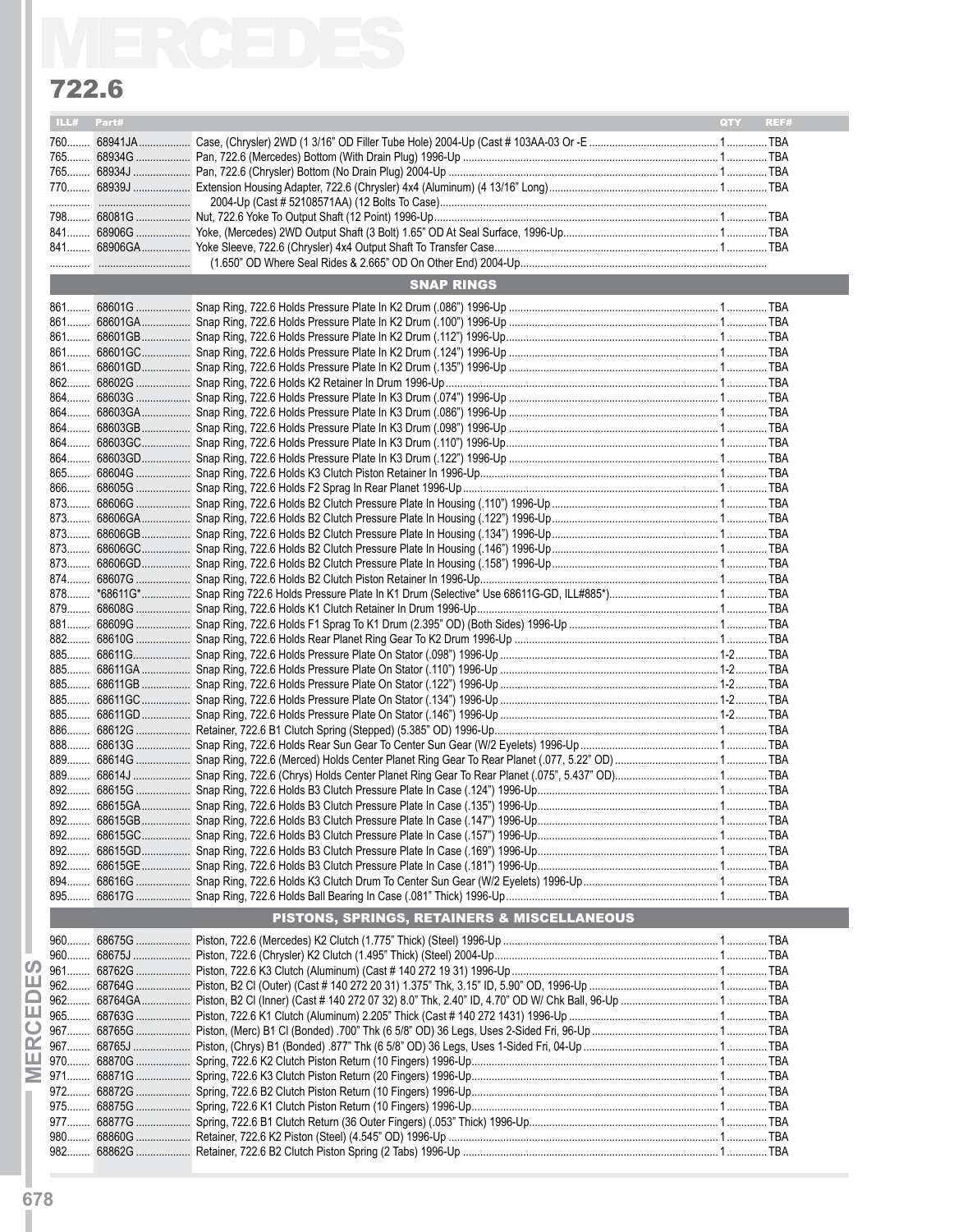# MERCEDES

## 722.6

| ILL# | Part# | | QTY | REF# |
|---|---|---|---|---|
| 760 | 68941JA | Case, (Chrysler) 2WD (1 3/16" OD Filler Tube Hole) 2004-Up (Cast # 103AA-03 Or -E | 1 | TBA |
| 765 | 68934G | Pan, 722.6 (Mercedes) Bottom (With Drain Plug) 1996-Up | 1 | TBA |
| 765 | 68934J | Pan, 722.6 (Chrysler) Bottom (No Drain Plug) 2004-Up | 1 | TBA |
| 770 | 68939J | Extension Housing Adapter, 722.6 (Chrysler) 4x4 (Aluminum) (4 13/16" Long) | 1 | TBA |
| | | 2004-Up (Cast # 52108571AA) (12 Bolts To Case) | | |
| 798 | 68081G | Nut, 722.6 Yoke To Output Shaft (12 Point) 1996-Up | 1 | TBA |
| 841 | 68906G | Yoke, (Mercedes) 2WD Output Shaft (3 Bolt) 1.65" OD At Seal Surface, 1996-Up | 1 | TBA |
| 841 | 68906GA | Yoke Sleeve, 722.6 (Chrysler) 4x4 Output Shaft To Transfer Case | 1 | TBA |
| | | (1.650" OD Where Seal Rides & 2.665" OD On Other End) 2004-Up | | |

### SNAP RINGS

| ILL# | Part# | | QTY | REF# |
|---|---|---|---|---|
| 861 | 68601G | Snap Ring, 722.6 Holds Pressure Plate In K2 Drum (.086") 1996-Up | 1 | TBA |
| 861 | 68601GA | Snap Ring, 722.6 Holds Pressure Plate In K2 Drum (.100") 1996-Up | 1 | TBA |
| 861 | 68601GB | Snap Ring, 722.6 Holds Pressure Plate In K2 Drum (.112") 1996-Up | 1 | TBA |
| 861 | 68601GC | Snap Ring, 722.6 Holds Pressure Plate In K2 Drum (.124") 1996-Up | 1 | TBA |
| 861 | 68601GD | Snap Ring, 722.6 Holds Pressure Plate In K2 Drum (.135") 1996-Up | 1 | TBA |
| 862 | 68602G | Snap Ring, 722.6 Holds K2 Retainer In Drum 1996-Up | 1 | TBA |
| 864 | 68603G | Snap Ring, 722.6 Holds Pressure Plate In K3 Drum (.074") 1996-Up | 1 | TBA |
| 864 | 68603GA | Snap Ring, 722.6 Holds Pressure Plate In K3 Drum (.086") 1996-Up | 1 | TBA |
| 864 | 68603GB | Snap Ring, 722.6 Holds Pressure Plate In K3 Drum (.098") 1996-Up | 1 | TBA |
| 864 | 68603GC | Snap Ring, 722.6 Holds Pressure Plate In K3 Drum (.110") 1996-Up | 1 | TBA |
| 864 | 68603GD | Snap Ring, 722.6 Holds Pressure Plate In K3 Drum (.122") 1996-Up | 1 | TBA |
| 865 | 68604G | Snap Ring, 722.6 Holds K3 Clutch Piston Retainer In 1996-Up | 1 | TBA |
| 866 | 68605G | Snap Ring, 722.6 Holds F2 Sprag In Rear Planet 1996-Up | 1 | TBA |
| 873 | 68606G | Snap Ring, 722.6 Holds B2 Clutch Pressure Plate In Housing (.110") 1996-Up | 1 | TBA |
| 873 | 68606GA | Snap Ring, 722.6 Holds B2 Clutch Pressure Plate In Housing (.122") 1996-Up | 1 | TBA |
| 873 | 68606GB | Snap Ring, 722.6 Holds B2 Clutch Pressure Plate In Housing (.134") 1996-Up | 1 | TBA |
| 873 | 68606GC | Snap Ring, 722.6 Holds B2 Clutch Pressure Plate In Housing (.146") 1996-Up | 1 | TBA |
| 873 | 68606GD | Snap Ring, 722.6 Holds B2 Clutch Pressure Plate In Housing (.158") 1996-Up | 1 | TBA |
| 874 | 68607G | Snap Ring, 722.6 Holds B2 Clutch Piston Retainer In 1996-Up | 1 | TBA |
| 878 | *68611G* | Snap Ring 722.6 Holds Pressure Plate In K1 Drum (Selective* Use 68611G-GD, ILL#885*) | 1 | TBA |
| 879 | 68608G | Snap Ring, 722.6 Holds K1 Clutch Retainer In Drum 1996-Up | 1 | TBA |
| 881 | 68609G | Snap Ring, 722.6 Holds F1 Sprag To K1 Drum (2.395" OD) (Both Sides) 1996-Up | 1 | TBA |
| 882 | 68610G | Snap Ring, 722.6 Holds Rear Planet Ring Gear To K2 Drum 1996-Up | 1 | TBA |
| 885 | 68611G | Snap Ring, 722.6 Holds Pressure Plate On Stator (.098") 1996-Up | 1-2 | TBA |
| 885 | 68611GA | Snap Ring, 722.6 Holds Pressure Plate On Stator (.110") 1996-Up | 1-2 | TBA |
| 885 | 68611GB | Snap Ring, 722.6 Holds Pressure Plate On Stator (.122") 1996-Up | 1-2 | TBA |
| 885 | 68611GC | Snap Ring, 722.6 Holds Pressure Plate On Stator (.134") 1996-Up | 1-2 | TBA |
| 885 | 68611GD | Snap Ring, 722.6 Holds Pressure Plate On Stator (.146") 1996-Up | 1-2 | TBA |
| 886 | 68612G | Retainer, 722.6 B1 Clutch Spring (Stepped) (5.385" OD) 1996-Up | 1 | TBA |
| 888 | 68613G | Snap Ring, 722.6 Holds Rear Sun Gear To Center Sun Gear (W/2 Eyelets) 1996-Up | 1 | TBA |
| 889 | 68614G | Snap Ring, 722.6 (Merced) Holds Center Planet Ring Gear To Rear Planet (.077, 5.22" OD) | 1 | TBA |
| 889 | 68614J | Snap Ring, 722.6 (Chrys) Holds Center Planet Ring Gear To Rear Planet (.075", 5.437" OD) | 1 | TBA |
| 892 | 68615G | Snap Ring, 722.6 Holds B3 Clutch Pressure Plate In Case (.124") 1996-Up | 1 | TBA |
| 892 | 68615GA | Snap Ring, 722.6 Holds B3 Clutch Pressure Plate In Case (.135") 1996-Up | 1 | TBA |
| 892 | 68615GB | Snap Ring, 722.6 Holds B3 Clutch Pressure Plate In Case (.147") 1996-Up | 1 | TBA |
| 892 | 68615GC | Snap Ring, 722.6 Holds B3 Clutch Pressure Plate In Case (.157") 1996-Up | 1 | TBA |
| 892 | 68615GD | Snap Ring, 722.6 Holds B3 Clutch Pressure Plate In Case (.169") 1996-Up | 1 | TBA |
| 892 | 68615GE | Snap Ring, 722.6 Holds B3 Clutch Pressure Plate In Case (.181") 1996-Up | 1 | TBA |
| 894 | 68616G | Snap Ring, 722.6 Holds K3 Clutch Drum To Center Sun Gear (W/2 Eyelets) 1996-Up | 1 | TBA |
| 895 | 68617G | Snap Ring, 722.6 Holds Ball Bearing In Case (.081" Thick) 1996-Up | 1 | TBA |

### PISTONS, SPRINGS, RETAINERS & MISCELLANEOUS

| ILL# | Part# | | QTY | REF# |
|---|---|---|---|---|
| 960 | 68675G | Piston, 722.6 (Mercedes) K2 Clutch (1.775" Thick) (Steel) 1996-Up | 1 | TBA |
| 960 | 68675J | Piston, 722.6 (Chrysler) K2 Clutch (1.495" Thick) (Steel) 2004-Up | 1 | TBA |
| 961 | 68762G | Piston, 722.6 K3 Clutch (Aluminum) (Cast # 140 272 19 31) 1996-Up | 1 | TBA |
| 962 | 68764G | Piston, B2 Cl (Outer) (Cast # 140 272 20 31) 1.375" Thk, 3.15" ID, 5.90" OD, 1996-Up | 1 | TBA |
| 962 | 68764GA | Piston, B2 Cl (Inner) (Cast # 140 272 07 32) 8.0" Thk, 2.40" ID, 4.70" OD W/ Chk Ball, 96-Up | 1 | TBA |
| 965 | 68763G | Piston, 722.6 K1 Clutch (Aluminum) 2.205" Thick (Cast # 140 272 1431) 1996-Up | 1 | TBA |
| 967 | 68765G | Piston, (Merc) B1 Cl (Bonded) .700" Thk (6 5/8" OD) 36 Legs, Uses 2-Sided Fri, 96-Up | 1 | TBA |
| 967 | 68765J | Piston, (Chrys) B1 (Bonded) .877" Thk (6 5/8" OD) 36 Legs, Uses 1-Sided Fri, 04-Up | 1 | TBA |
| 970 | 68870G | Spring, 722.6 K2 Clutch Piston Return (10 Fingers) 1996-Up | 1 | TBA |
| 971 | 68871G | Spring, 722.6 K3 Clutch Piston Return (20 Fingers) 1996-Up | 1 | TBA |
| 972 | 68872G | Spring, 722.6 B2 Clutch Piston Return (10 Fingers) 1996-Up | 1 | TBA |
| 975 | 68875G | Spring, 722.6 K1 Clutch Piston Return (10 Fingers) 1996-Up | 1 | TBA |
| 977 | 68877G | Spring, 722.6 B1 Clutch Return (36 Outer Fingers) (.053" Thick) 1996-Up | 1 | TBA |
| 980 | 68860G | Retainer, 722.6 K2 Piston (Steel) (4.545" OD) 1996-Up | 1 | TBA |
| 982 | 68862G | Retainer, 722.6 B2 Clutch Piston Spring (2 Tabs) 1996-Up | 1 | TBA |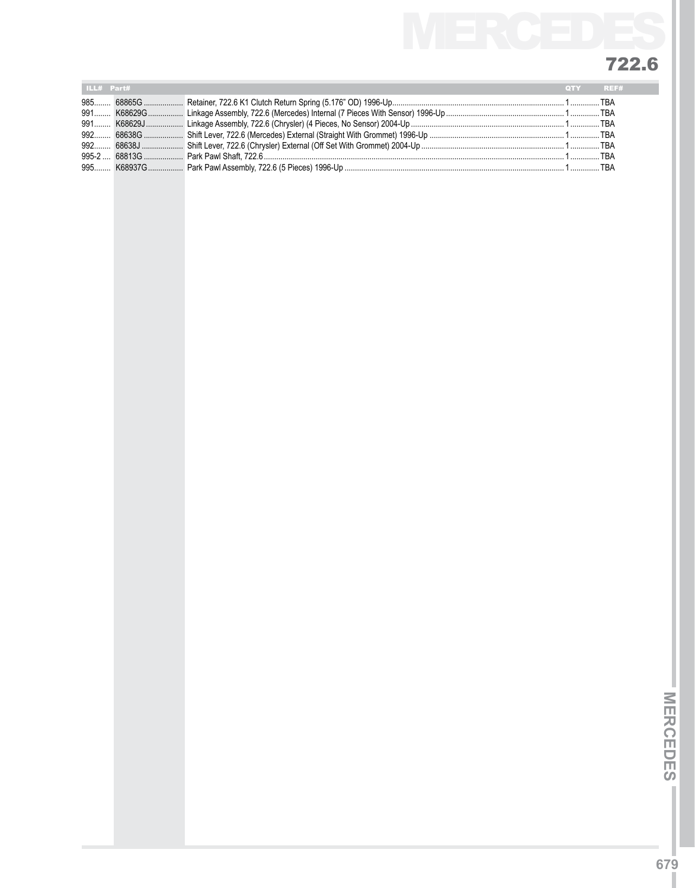# MERCEDES

## 722.6

| ILL# | Part# | | QTY | REF# |
|---|---|---|---|---|
| 985 | 68865G | Retainer, 722.6 K1 Clutch Return Spring (5.176" OD) 1996-Up | 1 | TBA |
| 991 | K68629G | Linkage Assembly, 722.6 (Mercedes) Internal (7 Pieces With Sensor) 1996-Up | 1 | TBA |
| 991 | K68629J | Linkage Assembly, 722.6 (Chrysler) (4 Pieces, No Sensor) 2004-Up | 1 | TBA |
| 992 | 68638G | Shift Lever, 722.6 (Mercedes) External (Straight With Grommet) 1996-Up | 1 | TBA |
| 992 | 68638J | Shift Lever, 722.6 (Chrysler) External (Off Set With Grommet) 2004-Up | 1 | TBA |
| 995-2 | 68813G | Park Pawl Shaft, 722.6 | 1 | TBA |
| 995 | K68937G | Park Pawl Assembly, 722.6 (5 Pieces) 1996-Up | 1 | TBA |